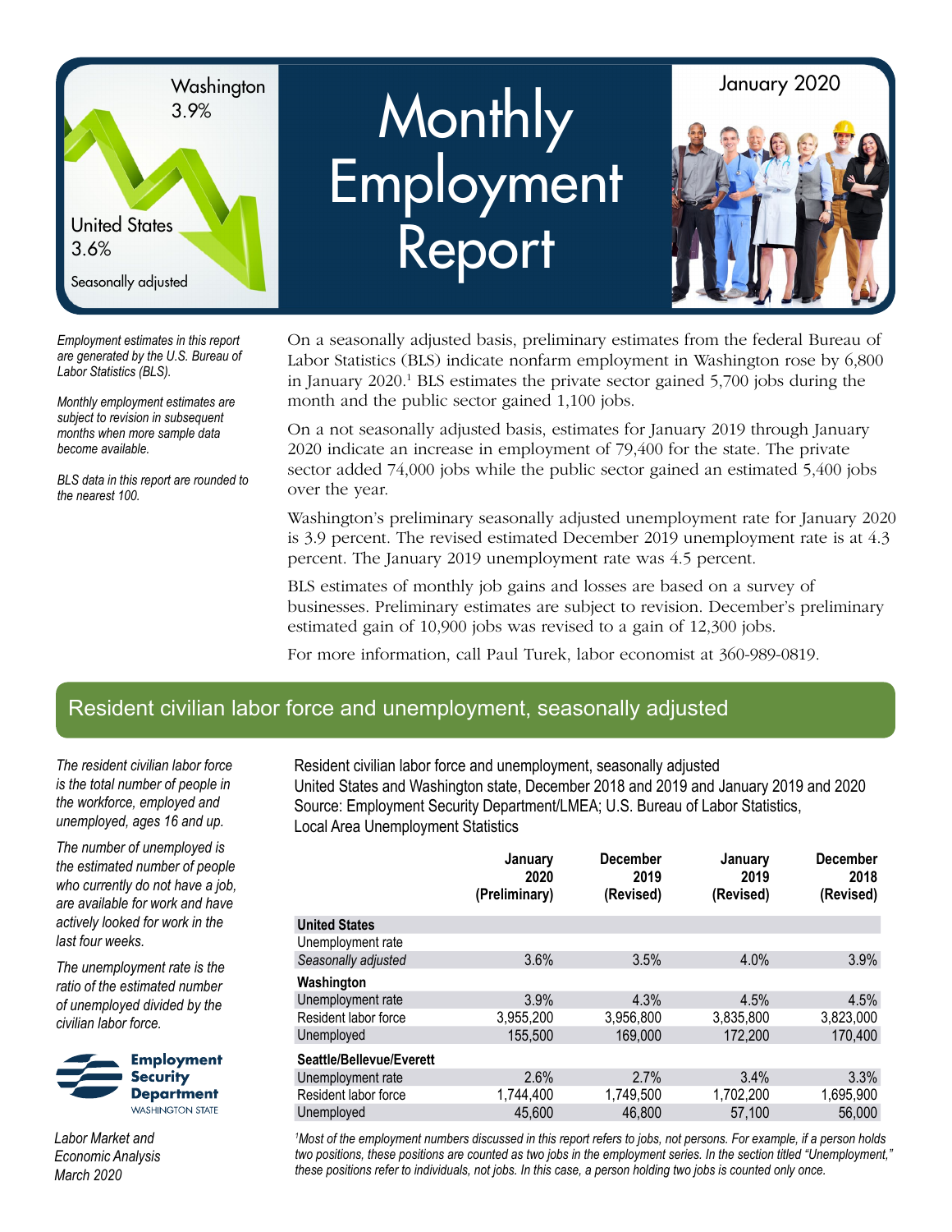Washington
3.9%

United States
3.6%

Seasonally adjusted

# Monthly Employment Report

January 2020

*Employment estimates in this report are generated by the U.S. Bureau of Labor Statistics (BLS).*

*Monthly employment estimates are subject to revision in subsequent months when more sample data become available.*

*BLS data in this report are rounded to the nearest 100.*

On a seasonally adjusted basis, preliminary estimates from the federal Bureau of Labor Statistics (BLS) indicate nonfarm employment in Washington rose by 6,800 in January 2020.[1] BLS estimates the private sector gained 5,700 jobs during the month and the public sector gained 1,100 jobs.

On a not seasonally adjusted basis, estimates for January 2019 through January 2020 indicate an increase in employment of 79,400 for the state. The private sector added 74,000 jobs while the public sector gained an estimated 5,400 jobs over the year.

Washington's preliminary seasonally adjusted unemployment rate for January 2020 is 3.9 percent. The revised estimated December 2019 unemployment rate is at 4.3 percent. The January 2019 unemployment rate was 4.5 percent.

BLS estimates of monthly job gains and losses are based on a survey of businesses. Preliminary estimates are subject to revision. December's preliminary estimated gain of 10,900 jobs was revised to a gain of 12,300 jobs.

For more information, call Paul Turek, labor economist at 360-989-0819.

## Resident civilian labor force and unemployment, seasonally adjusted

*The resident civilian labor force is the total number of people in the workforce, employed and unemployed, ages 16 and up.*

*The number of unemployed is the estimated number of people who currently do not have a job, are available for work and have actively looked for work in the last four weeks.*

*The unemployment rate is the ratio of the estimated number of unemployed divided by the civilian labor force.*

Resident civilian labor force and unemployment, seasonally adjusted
United States and Washington state, December 2018 and 2019 and January 2019 and 2020
Source: Employment Security Department/LMEA; U.S. Bureau of Labor Statistics, Local Area Unemployment Statistics

| | January 2020 (Preliminary) | December 2019 (Revised) | January 2019 (Revised) | December 2018 (Revised) |
|---|---|---|---|---|
| **United States** | | | | |
| Unemployment rate | | | | |
| *Seasonally adjusted* | 3.6% | 3.5% | 4.0% | 3.9% |
| **Washington** | | | | |
| Unemployment rate | 3.9% | 4.3% | 4.5% | 4.5% |
| Resident labor force | 3,955,200 | 3,956,800 | 3,835,800 | 3,823,000 |
| Unemployed | 155,500 | 169,000 | 172,200 | 170,400 |
| **Seattle/Bellevue/Everett** | | | | |
| Unemployment rate | 2.6% | 2.7% | 3.4% | 3.3% |
| Resident labor force | 1,744,400 | 1,749,500 | 1,702,200 | 1,695,900 |
| Unemployed | 45,600 | 46,800 | 57,100 | 56,000 |

*[1]Most of the employment numbers discussed in this report refers to jobs, not persons. For example, if a person holds two positions, these positions are counted as two jobs in the employment series. In the section titled "Unemployment," these positions refer to individuals, not jobs. In this case, a person holding two jobs is counted only once.*

Employment Security Department
WASHINGTON STATE

*Labor Market and Economic Analysis*
*March 2020*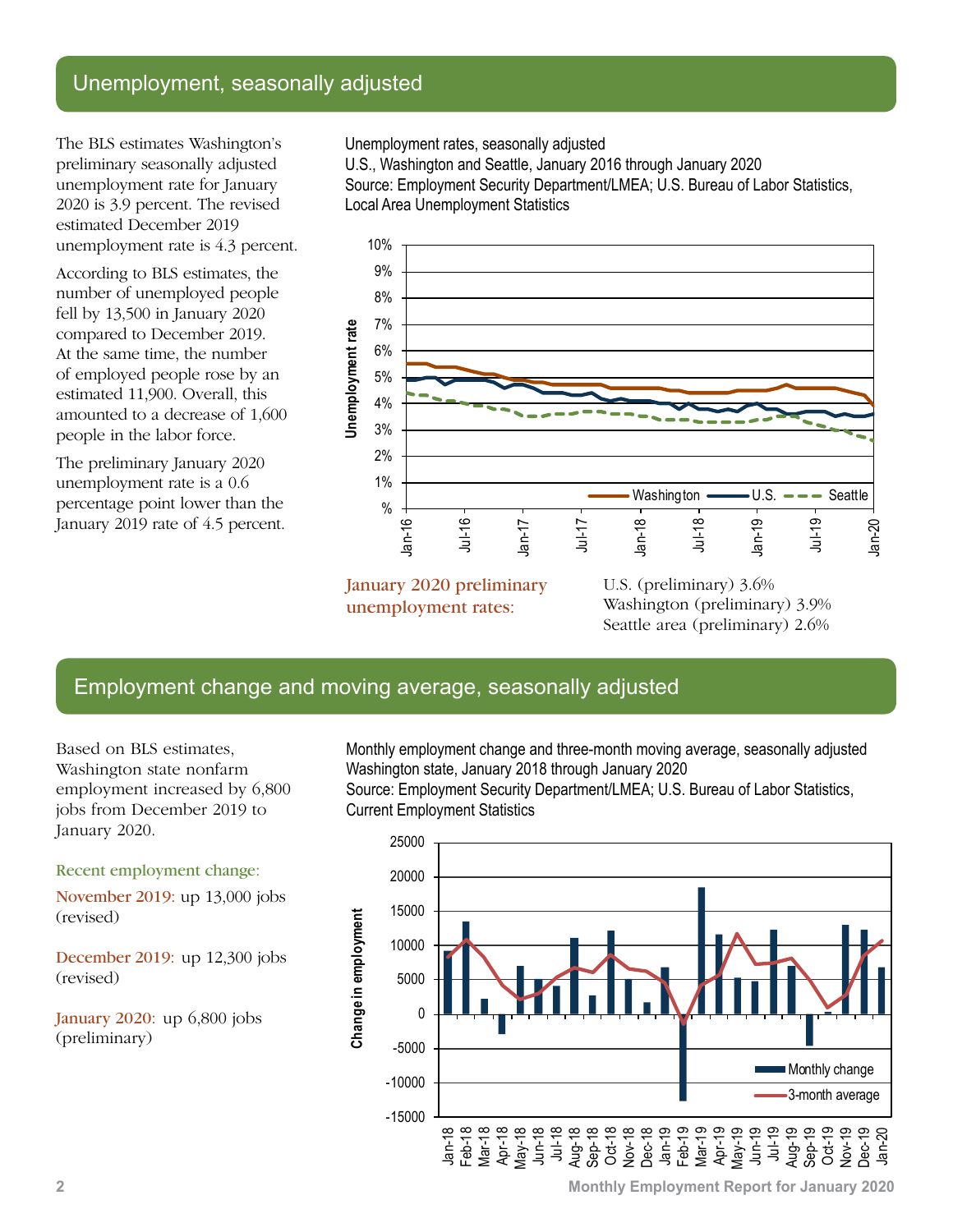## Unemployment, seasonally adjusted

The BLS estimates Washington's preliminary seasonally adjusted unemployment rate for January 2020 is 3.9 percent. The revised estimated December 2019 unemployment rate is 4.3 percent.

According to BLS estimates, the number of unemployed people fell by 13,500 in January 2020 compared to December 2019. At the same time, the number of employed people rose by an estimated 11,900. Overall, this amounted to a decrease of 1,600 people in the labor force.

The preliminary January 2020 unemployment rate is a 0.6 percentage point lower than the January 2019 rate of 4.5 percent.

Unemployment rates, seasonally adjusted
U.S., Washington and Seattle, January 2016 through January 2020
Source: Employment Security Department/LMEA; U.S. Bureau of Labor Statistics, Local Area Unemployment Statistics

**January 2020 preliminary unemployment rates:**

U.S. (preliminary) 3.6%
Washington (preliminary) 3.9%
Seattle area (preliminary) 2.6%

## Employment change and moving average, seasonally adjusted

Based on BLS estimates, Washington state nonfarm employment increased by 6,800 jobs from December 2019 to January 2020.

**Recent employment change:**

November 2019: up 13,000 jobs (revised)

December 2019: up 12,300 jobs (revised)

January 2020: up 6,800 jobs (preliminary)

Monthly employment change and three-month moving average, seasonally adjusted
Washington state, January 2018 through January 2020
Source: Employment Security Department/LMEA; U.S. Bureau of Labor Statistics, Current Employment Statistics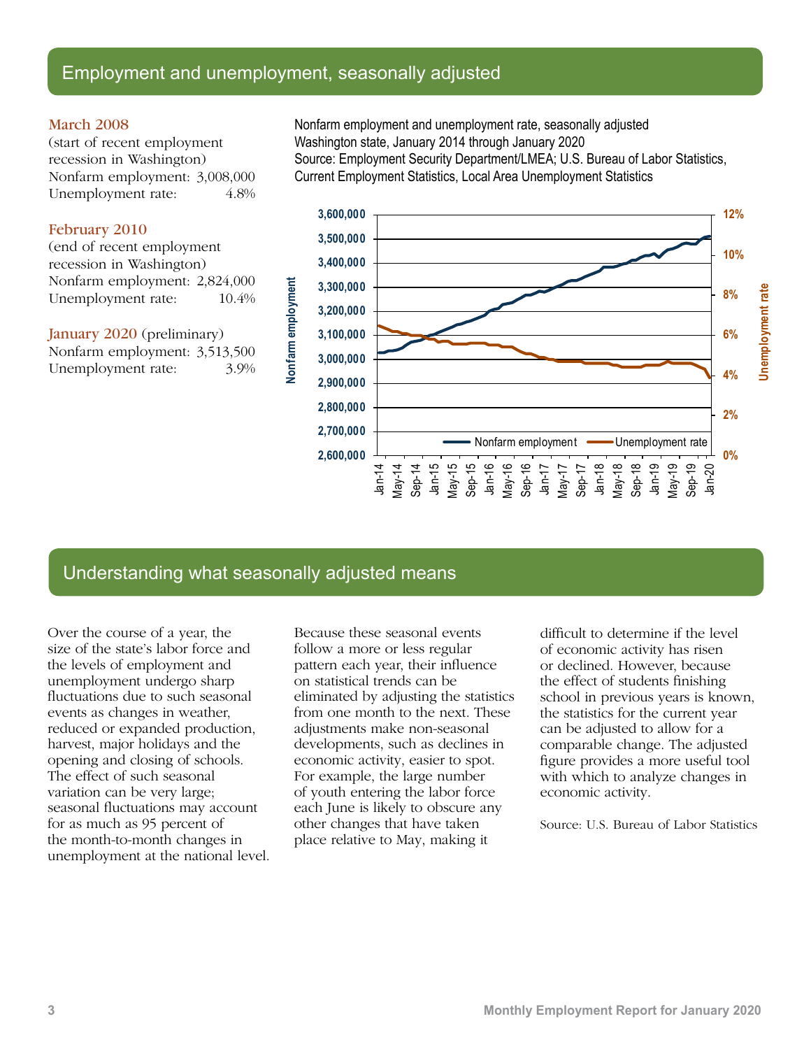## Employment and unemployment, seasonally adjusted

**March 2008**
(start of recent employment recession in Washington)
Nonfarm employment: 3,008,000
Unemployment rate: 4.8%

**February 2010**
(end of recent employment recession in Washington)
Nonfarm employment: 2,824,000
Unemployment rate: 10.4%

**January 2020** (preliminary)
Nonfarm employment: 3,513,500
Unemployment rate: 3.9%

Nonfarm employment and unemployment rate, seasonally adjusted
Washington state, January 2014 through January 2020
Source: Employment Security Department/LMEA; U.S. Bureau of Labor Statistics, Current Employment Statistics, Local Area Unemployment Statistics

## Understanding what seasonally adjusted means

Over the course of a year, the size of the state's labor force and the levels of employment and unemployment undergo sharp fluctuations due to such seasonal events as changes in weather, reduced or expanded production, harvest, major holidays and the opening and closing of schools. The effect of such seasonal variation can be very large; seasonal fluctuations may account for as much as 95 percent of the month-to-month changes in unemployment at the national level.

Because these seasonal events follow a more or less regular pattern each year, their influence on statistical trends can be eliminated by adjusting the statistics from one month to the next. These adjustments make non-seasonal developments, such as declines in economic activity, easier to spot. For example, the large number of youth entering the labor force each June is likely to obscure any other changes that have taken place relative to May, making it difficult to determine if the level of economic activity has risen or declined. However, because the effect of students finishing school in previous years is known, the statistics for the current year can be adjusted to allow for a comparable change. The adjusted figure provides a more useful tool with which to analyze changes in economic activity.

Source: U.S. Bureau of Labor Statistics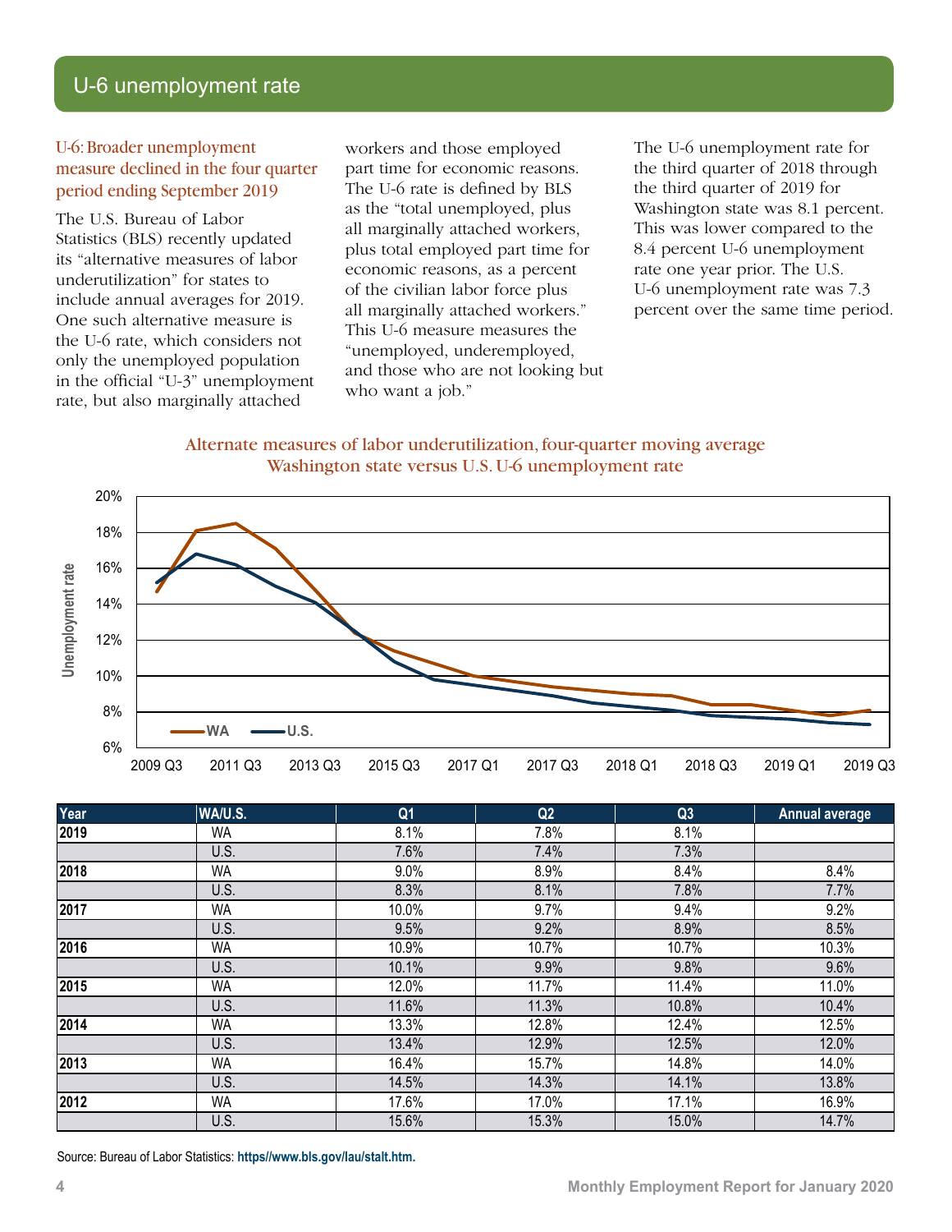## U-6 unemployment rate

### U-6: Broader unemployment measure declined in the four quarter period ending September 2019

The U.S. Bureau of Labor Statistics (BLS) recently updated its "alternative measures of labor underutilization" for states to include annual averages for 2019. One such alternative measure is the U-6 rate, which considers not only the unemployed population in the official "U-3" unemployment rate, but also marginally attached workers and those employed part time for economic reasons. The U-6 rate is defined by BLS as the "total unemployed, plus all marginally attached workers, plus total employed part time for economic reasons, as a percent of the civilian labor force plus all marginally attached workers." This U-6 measure measures the "unemployed, underemployed, and those who are not looking but who want a job."

The U-6 unemployment rate for the third quarter of 2018 through the third quarter of 2019 for Washington state was 8.1 percent. This was lower compared to the 8.4 percent U-6 unemployment rate one year prior. The U.S. U-6 unemployment rate was 7.3 percent over the same time period.

**Alternate measures of labor underutilization, four-quarter moving average**
**Washington state versus U.S. U-6 unemployment rate**

| Year | WA/U.S. | Q1 | Q2 | Q3 | Annual average |
|---|---|---|---|---|---|
| 2019 | WA | 8.1% | 7.8% | 8.1% | |
| | U.S. | 7.6% | 7.4% | 7.3% | |
| 2018 | WA | 9.0% | 8.9% | 8.4% | 8.4% |
| | U.S. | 8.3% | 8.1% | 7.8% | 7.7% |
| 2017 | WA | 10.0% | 9.7% | 9.4% | 9.2% |
| | U.S. | 9.5% | 9.2% | 8.9% | 8.5% |
| 2016 | WA | 10.9% | 10.7% | 10.7% | 10.3% |
| | U.S. | 10.1% | 9.9% | 9.8% | 9.6% |
| 2015 | WA | 12.0% | 11.7% | 11.4% | 11.0% |
| | U.S. | 11.6% | 11.3% | 10.8% | 10.4% |
| 2014 | WA | 13.3% | 12.8% | 12.4% | 12.5% |
| | U.S. | 13.4% | 12.9% | 12.5% | 12.0% |
| 2013 | WA | 16.4% | 15.7% | 14.8% | 14.0% |
| | U.S. | 14.5% | 14.3% | 14.1% | 13.8% |
| 2012 | WA | 17.6% | 17.0% | 17.1% | 16.9% |
| | U.S. | 15.6% | 15.3% | 15.0% | 14.7% |

Source: Bureau of Labor Statistics: **https//www.bls.gov/lau/stalt.htm.**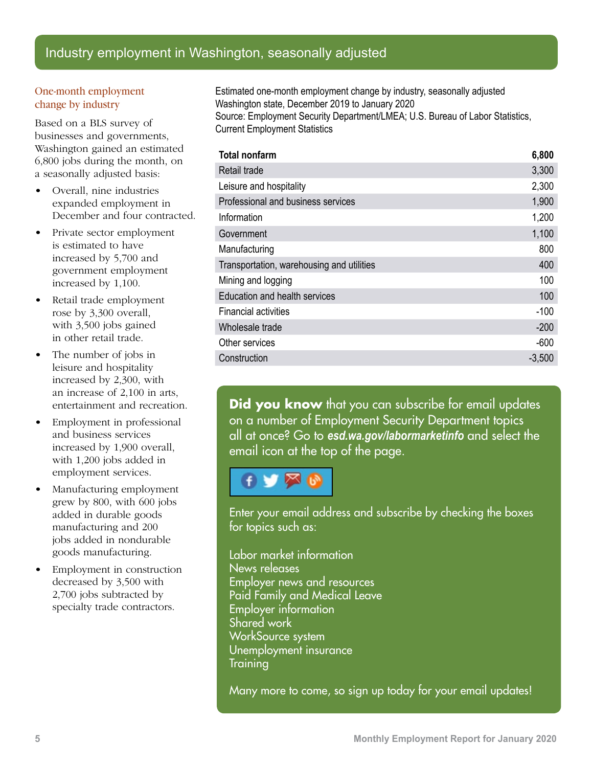## Industry employment in Washington, seasonally adjusted

### One-month employment change by industry

Based on a BLS survey of businesses and governments, Washington gained an estimated 6,800 jobs during the month, on a seasonally adjusted basis:

- Overall, nine industries expanded employment in December and four contracted.
- Private sector employment is estimated to have increased by 5,700 and government employment increased by 1,100.
- Retail trade employment rose by 3,300 overall, with 3,500 jobs gained in other retail trade.
- The number of jobs in leisure and hospitality increased by 2,300, with an increase of 2,100 in arts, entertainment and recreation.
- Employment in professional and business services increased by 1,900 overall, with 1,200 jobs added in employment services.
- Manufacturing employment grew by 800, with 600 jobs added in durable goods manufacturing and 200 jobs added in nondurable goods manufacturing.
- Employment in construction decreased by 3,500 with 2,700 jobs subtracted by specialty trade contractors.

Estimated one-month employment change by industry, seasonally adjusted
Washington state, December 2019 to January 2020
Source: Employment Security Department/LMEA; U.S. Bureau of Labor Statistics, Current Employment Statistics

| **Total nonfarm** | **6,800** |
|---|---|
| Retail trade | 3,300 |
| Leisure and hospitality | 2,300 |
| Professional and business services | 1,900 |
| Information | 1,200 |
| Government | 1,100 |
| Manufacturing | 800 |
| Transportation, warehousing and utilities | 400 |
| Mining and logging | 100 |
| Education and health services | 100 |
| Financial activities | -100 |
| Wholesale trade | -200 |
| Other services | -600 |
| Construction | -3,500 |

**Did you know** that you can subscribe for email updates on a number of Employment Security Department topics all at once? Go to ***esd.wa.gov/labormarketinfo*** and select the email icon at the top of the page.

Enter your email address and subscribe by checking the boxes for topics such as:

Labor market information
News releases
Employer news and resources
Paid Family and Medical Leave
Employer information
Shared work
WorkSource system
Unemployment insurance
Training

Many more to come, so sign up today for your email updates!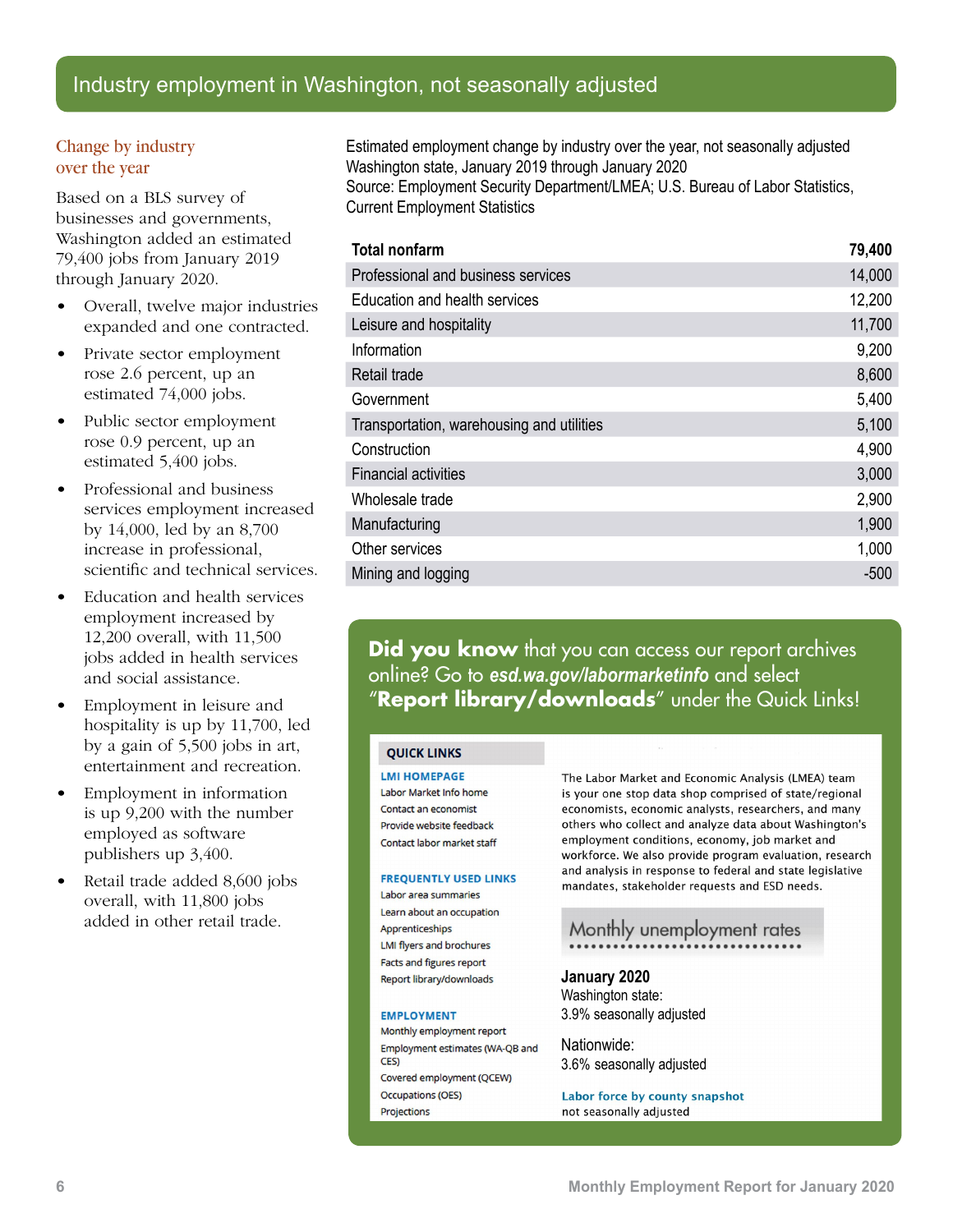## Industry employment in Washington, not seasonally adjusted

### Change by industry over the year

Based on a BLS survey of businesses and governments, Washington added an estimated 79,400 jobs from January 2019 through January 2020.

- Overall, twelve major industries expanded and one contracted.
- Private sector employment rose 2.6 percent, up an estimated 74,000 jobs.
- Public sector employment rose 0.9 percent, up an estimated 5,400 jobs.
- Professional and business services employment increased by 14,000, led by an 8,700 increase in professional, scientific and technical services.
- Education and health services employment increased by 12,200 overall, with 11,500 jobs added in health services and social assistance.
- Employment in leisure and hospitality is up by 11,700, led by a gain of 5,500 jobs in art, entertainment and recreation.
- Employment in information is up 9,200 with the number employed as software publishers up 3,400.
- Retail trade added 8,600 jobs overall, with 11,800 jobs added in other retail trade.

Estimated employment change by industry over the year, not seasonally adjusted
Washington state, January 2019 through January 2020
Source: Employment Security Department/LMEA; U.S. Bureau of Labor Statistics, Current Employment Statistics

| **Total nonfarm** | **79,400** |
|---|---|
| Professional and business services | 14,000 |
| Education and health services | 12,200 |
| Leisure and hospitality | 11,700 |
| Information | 9,200 |
| Retail trade | 8,600 |
| Government | 5,400 |
| Transportation, warehousing and utilities | 5,100 |
| Construction | 4,900 |
| Financial activities | 3,000 |
| Wholesale trade | 2,900 |
| Manufacturing | 1,900 |
| Other services | 1,000 |
| Mining and logging | -500 |

**Did you know** that you can access our report archives online? Go to ***esd.wa.gov/labormarketinfo*** and select "**Report library/downloads**" under the Quick Links!

**QUICK LINKS**

**LMI HOMEPAGE**
- Labor Market Info home
- Contact an economist
- Provide website feedback
- Contact labor market staff

**FREQUENTLY USED LINKS**
- Labor area summaries
- Learn about an occupation
- Apprenticeships
- LMI flyers and brochures
- Facts and figures report
- Report library/downloads

**EMPLOYMENT**
- Monthly employment report
- Employment estimates (WA-QB and CES)
- Covered employment (QCEW)
- Occupations (OES)
- Projections

The Labor Market and Economic Analysis (LMEA) team is your one stop data shop comprised of state/regional economists, economic analysts, researchers, and many others who collect and analyze data about Washington's employment conditions, economy, job market and workforce. We also provide program evaluation, research and analysis in response to federal and state legislative mandates, stakeholder requests and ESD needs.

**Monthly unemployment rates**

**January 2020**
Washington state:
3.9% seasonally adjusted

Nationwide:
3.6% seasonally adjusted

**Labor force by county snapshot**
not seasonally adjusted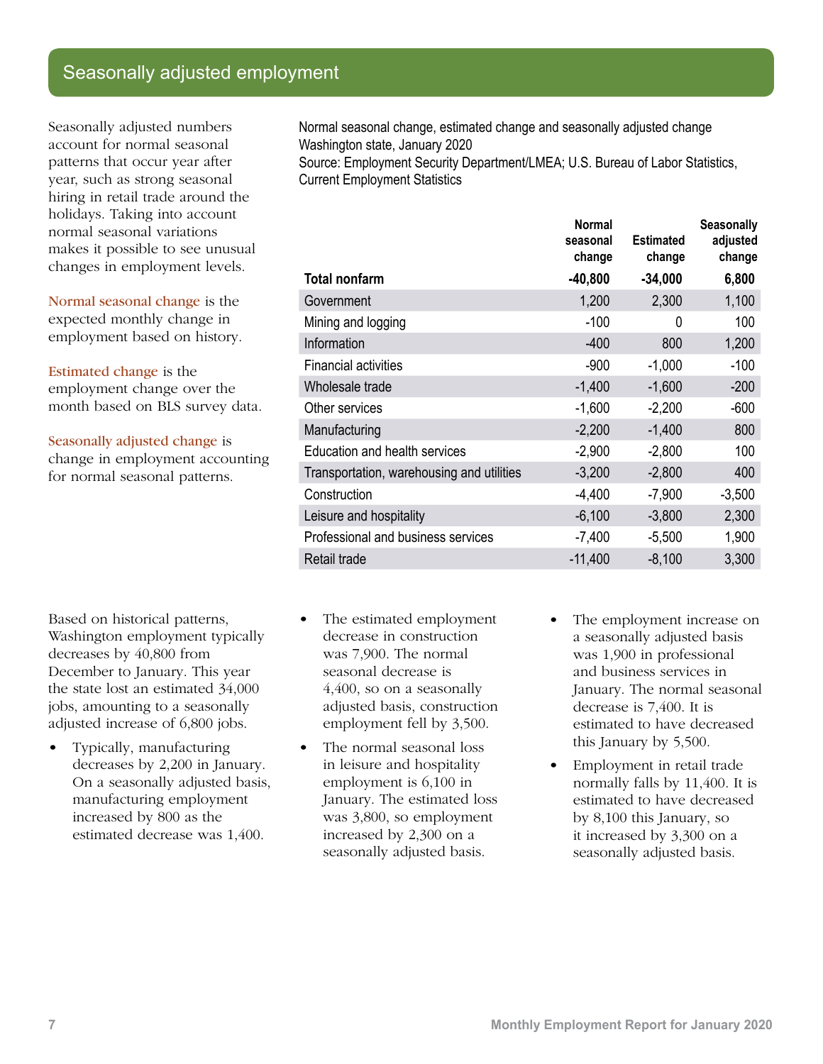## Seasonally adjusted employment

Seasonally adjusted numbers account for normal seasonal patterns that occur year after year, such as strong seasonal hiring in retail trade around the holidays. Taking into account normal seasonal variations makes it possible to see unusual changes in employment levels.

Normal seasonal change is the expected monthly change in employment based on history.

Estimated change is the employment change over the month based on BLS survey data.

Seasonally adjusted change is change in employment accounting for normal seasonal patterns.

Normal seasonal change, estimated change and seasonally adjusted change
Washington state, January 2020
Source: Employment Security Department/LMEA; U.S. Bureau of Labor Statistics, Current Employment Statistics

| | Normal seasonal change | Estimated change | Seasonally adjusted change |
|---|---|---|---|
| **Total nonfarm** | **-40,800** | **-34,000** | **6,800** |
| Government | 1,200 | 2,300 | 1,100 |
| Mining and logging | -100 | 0 | 100 |
| Information | -400 | 800 | 1,200 |
| Financial activities | -900 | -1,000 | -100 |
| Wholesale trade | -1,400 | -1,600 | -200 |
| Other services | -1,600 | -2,200 | -600 |
| Manufacturing | -2,200 | -1,400 | 800 |
| Education and health services | -2,900 | -2,800 | 100 |
| Transportation, warehousing and utilities | -3,200 | -2,800 | 400 |
| Construction | -4,400 | -7,900 | -3,500 |
| Leisure and hospitality | -6,100 | -3,800 | 2,300 |
| Professional and business services | -7,400 | -5,500 | 1,900 |
| Retail trade | -11,400 | -8,100 | 3,300 |

Based on historical patterns, Washington employment typically decreases by 40,800 from December to January. This year the state lost an estimated 34,000 jobs, amounting to a seasonally adjusted increase of 6,800 jobs.

- Typically, manufacturing decreases by 2,200 in January. On a seasonally adjusted basis, manufacturing employment increased by 800 as the estimated decrease was 1,400.
- The estimated employment decrease in construction was 7,900. The normal seasonal decrease is 4,400, so on a seasonally adjusted basis, construction employment fell by 3,500.
- The normal seasonal loss in leisure and hospitality employment is 6,100 in January. The estimated loss was 3,800, so employment increased by 2,300 on a seasonally adjusted basis.
- The employment increase on a seasonally adjusted basis was 1,900 in professional and business services in January. The normal seasonal decrease is 7,400. It is estimated to have decreased this January by 5,500.
- Employment in retail trade normally falls by 11,400. It is estimated to have decreased by 8,100 this January, so it increased by 3,300 on a seasonally adjusted basis.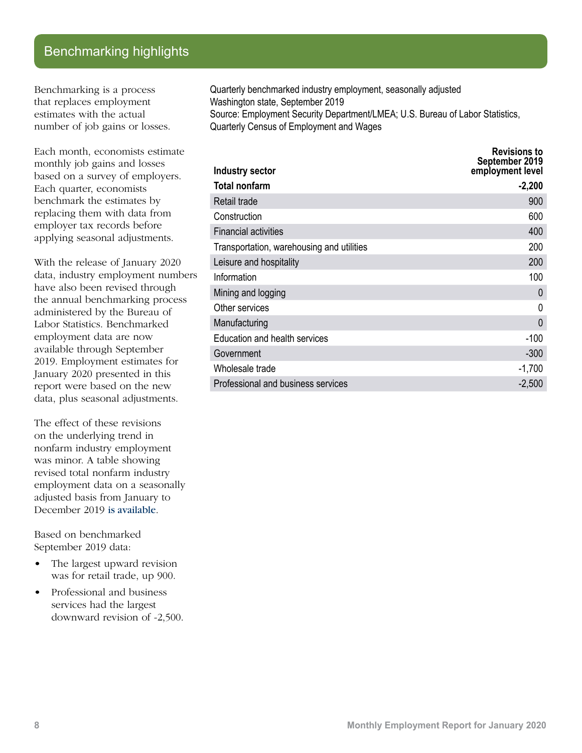## Benchmarking highlights

Benchmarking is a process that replaces employment estimates with the actual number of job gains or losses.

Each month, economists estimate monthly job gains and losses based on a survey of employers. Each quarter, economists benchmark the estimates by replacing them with data from employer tax records before applying seasonal adjustments.

With the release of January 2020 data, industry employment numbers have also been revised through the annual benchmarking process administered by the Bureau of Labor Statistics. Benchmarked employment data are now available through September 2019. Employment estimates for January 2020 presented in this report were based on the new data, plus seasonal adjustments.

The effect of these revisions on the underlying trend in nonfarm industry employment was minor. A table showing revised total nonfarm industry employment data on a seasonally adjusted basis from January to December 2019 is available.

Based on benchmarked September 2019 data:

- The largest upward revision was for retail trade, up 900.
- Professional and business services had the largest downward revision of -2,500.

Quarterly benchmarked industry employment, seasonally adjusted
Washington state, September 2019
Source: Employment Security Department/LMEA; U.S. Bureau of Labor Statistics, Quarterly Census of Employment and Wages

| Industry sector | Revisions to September 2019 employment level |
|---|---|
| **Total nonfarm** | **-2,200** |
| Retail trade | 900 |
| Construction | 600 |
| Financial activities | 400 |
| Transportation, warehousing and utilities | 200 |
| Leisure and hospitality | 200 |
| Information | 100 |
| Mining and logging | 0 |
| Other services | 0 |
| Manufacturing | 0 |
| Education and health services | -100 |
| Government | -300 |
| Wholesale trade | -1,700 |
| Professional and business services | -2,500 |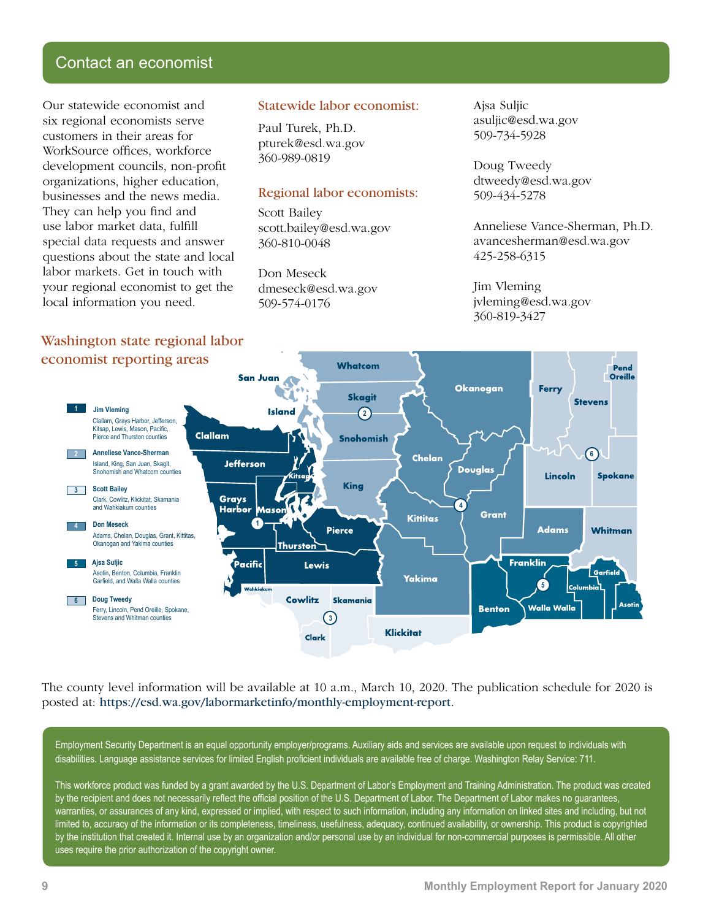## Contact an economist

Our statewide economist and six regional economists serve customers in their areas for WorkSource offices, workforce development councils, non-profit organizations, higher education, businesses and the news media. They can help you find and use labor market data, fulfill special data requests and answer questions about the state and local labor markets. Get in touch with your regional economist to get the local information you need.

### Statewide labor economist:

Paul Turek, Ph.D.
pturek@esd.wa.gov
360-989-0819

### Regional labor economists:

Scott Bailey
scott.bailey@esd.wa.gov
360-810-0048

Don Meseck
dmeseck@esd.wa.gov
509-574-0176

Ajsa Suljic
asuljic@esd.wa.gov
509-734-5928

Doug Tweedy
dtweedy@esd.wa.gov
509-434-5278

Anneliese Vance-Sherman, Ph.D.
avancesherman@esd.wa.gov
425-258-6315

Jim Vleming
jvleming@esd.wa.gov
360-819-3427

### Washington state regional labor economist reporting areas

1 **Jim Vleming**
Clallam, Grays Harbor, Jefferson, Kitsap, Lewis, Mason, Pacific, Pierce and Thurston counties

2 **Anneliese Vance-Sherman**
Island, King, San Juan, Skagit, Snohomish and Whatcom counties

3 **Scott Bailey**
Clark, Cowlitz, Klickitat, Skamania and Wahkiakum counties

4 **Don Meseck**
Adams, Chelan, Douglas, Grant, Kittitas, Okanogan and Yakima counties

5 **Ajsa Suljic**
Asotin, Benton, Columbia, Franklin Garfield, and Walla Walla counties

6 **Doug Tweedy**
Ferry, Lincoln, Pend Oreille, Spokane, Stevens and Whitman counties

The county level information will be available at 10 a.m., March 10, 2020. The publication schedule for 2020 is posted at: https://esd.wa.gov/labormarketinfo/monthly-employment-report.

Employment Security Department is an equal opportunity employer/programs. Auxiliary aids and services are available upon request to individuals with disabilities. Language assistance services for limited English proficient individuals are available free of charge. Washington Relay Service: 711.

This workforce product was funded by a grant awarded by the U.S. Department of Labor's Employment and Training Administration. The product was created by the recipient and does not necessarily reflect the official position of the U.S. Department of Labor. The Department of Labor makes no guarantees, warranties, or assurances of any kind, expressed or implied, with respect to such information, including any information on linked sites and including, but not limited to, accuracy of the information or its completeness, timeliness, usefulness, adequacy, continued availability, or ownership. This product is copyrighted by the institution that created it. Internal use by an organization and/or personal use by an individual for non-commercial purposes is permissible. All other uses require the prior authorization of the copyright owner.